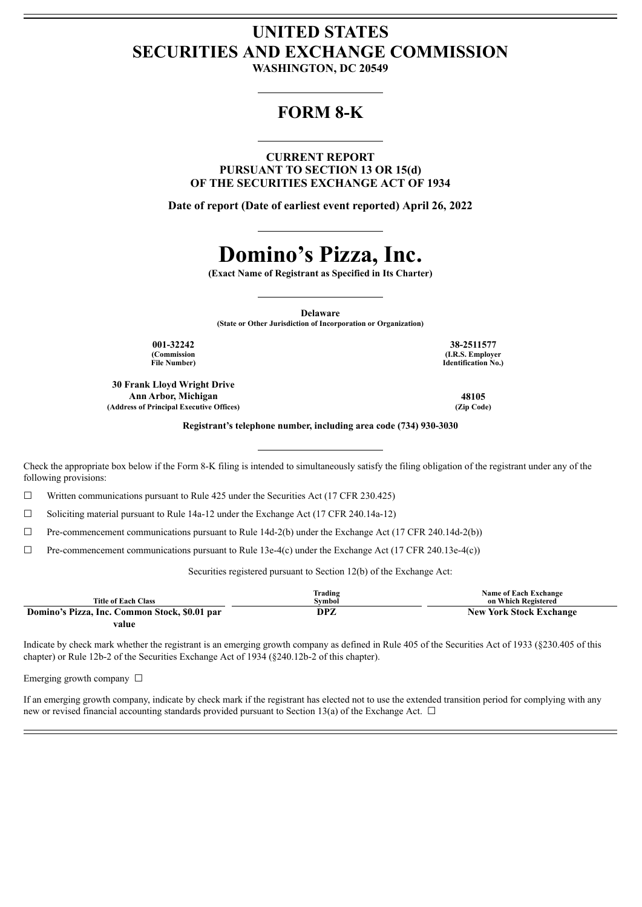# UNITED STATES
# SECURITIES AND EXCHANGE COMMISSION

**WASHINGTON, DC 20549**

---

## FORM 8-K

---

**CURRENT REPORT**
**PURSUANT TO SECTION 13 OR 15(d)**
**OF THE SECURITIES EXCHANGE ACT OF 1934**

**Date of report (Date of earliest event reported) April 26, 2022**

---

# Domino's Pizza, Inc.

**(Exact Name of Registrant as Specified in Its Charter)**

---

**Delaware**
**(State or Other Jurisdiction of Incorporation or Organization)**

| **001-32242** | **38-2511577** |
|---|---|
| **(Commission File Number)** | **(I.R.S. Employer Identification No.)** |

| **30 Frank Lloyd Wright Drive Ann Arbor, Michigan** | **48105** |
|---|---|
| **(Address of Principal Executive Offices)** | **(Zip Code)** |

**Registrant's telephone number, including area code (734) 930-3030**

---

Check the appropriate box below if the Form 8-K filing is intended to simultaneously satisfy the filing obligation of the registrant under any of the following provisions:

☐ Written communications pursuant to Rule 425 under the Securities Act (17 CFR 230.425)

☐ Soliciting material pursuant to Rule 14a-12 under the Exchange Act (17 CFR 240.14a-12)

☐ Pre-commencement communications pursuant to Rule 14d-2(b) under the Exchange Act (17 CFR 240.14d-2(b))

☐ Pre-commencement communications pursuant to Rule 13e-4(c) under the Exchange Act (17 CFR 240.13e-4(c))

Securities registered pursuant to Section 12(b) of the Exchange Act:

| Title of Each Class | Trading Symbol | Name of Each Exchange on Which Registered |
|---|---|---|
| **Domino's Pizza, Inc. Common Stock, $0.01 par value** | **DPZ** | **New York Stock Exchange** |

Indicate by check mark whether the registrant is an emerging growth company as defined in Rule 405 of the Securities Act of 1933 (§230.405 of this chapter) or Rule 12b-2 of the Securities Exchange Act of 1934 (§240.12b-2 of this chapter).

Emerging growth company ☐

If an emerging growth company, indicate by check mark if the registrant has elected not to use the extended transition period for complying with any new or revised financial accounting standards provided pursuant to Section 13(a) of the Exchange Act. ☐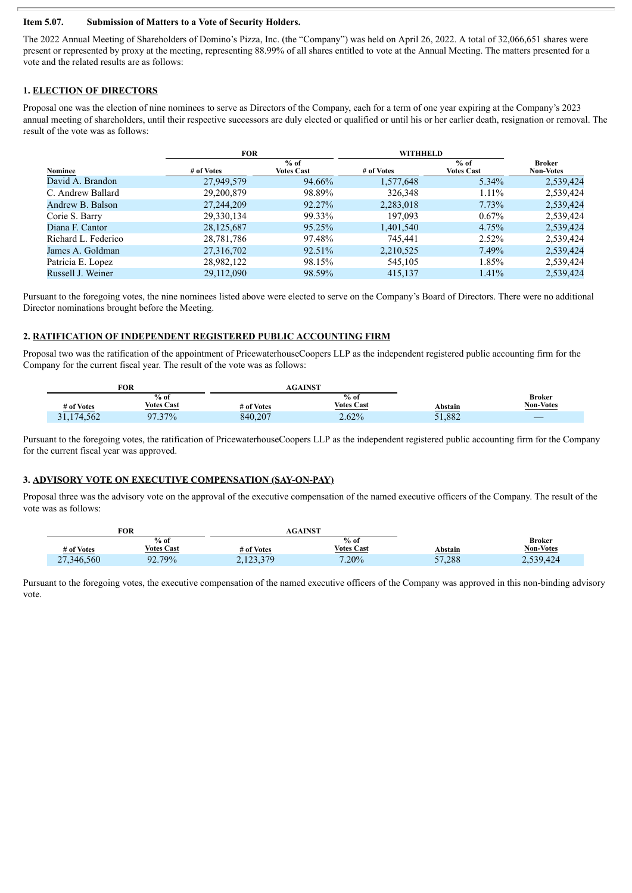**Item 5.07. Submission of Matters to a Vote of Security Holders.**

The 2022 Annual Meeting of Shareholders of Domino's Pizza, Inc. (the "Company") was held on April 26, 2022. A total of 32,066,651 shares were present or represented by proxy at the meeting, representing 88.99% of all shares entitled to vote at the Annual Meeting. The matters presented for a vote and the related results are as follows:

**1. ELECTION OF DIRECTORS**

Proposal one was the election of nine nominees to serve as Directors of the Company, each for a term of one year expiring at the Company's 2023 annual meeting of shareholders, until their respective successors are duly elected or qualified or until his or her earlier death, resignation or removal. The result of the vote was as follows:

| | FOR | | WITHHELD | | |
|---|---|---|---|---|---|
| Nominee | # of Votes | % of Votes Cast | # of Votes | % of Votes Cast | Broker Non-Votes |
| David A. Brandon | 27,949,579 | 94.66% | 1,577,648 | 5.34% | 2,539,424 |
| C. Andrew Ballard | 29,200,879 | 98.89% | 326,348 | 1.11% | 2,539,424 |
| Andrew B. Balson | 27,244,209 | 92.27% | 2,283,018 | 7.73% | 2,539,424 |
| Corie S. Barry | 29,330,134 | 99.33% | 197,093 | 0.67% | 2,539,424 |
| Diana F. Cantor | 28,125,687 | 95.25% | 1,401,540 | 4.75% | 2,539,424 |
| Richard L. Federico | 28,781,786 | 97.48% | 745,441 | 2.52% | 2,539,424 |
| James A. Goldman | 27,316,702 | 92.51% | 2,210,525 | 7.49% | 2,539,424 |
| Patricia E. Lopez | 28,982,122 | 98.15% | 545,105 | 1.85% | 2,539,424 |
| Russell J. Weiner | 29,112,090 | 98.59% | 415,137 | 1.41% | 2,539,424 |

Pursuant to the foregoing votes, the nine nominees listed above were elected to serve on the Company's Board of Directors. There were no additional Director nominations brought before the Meeting.

**2. RATIFICATION OF INDEPENDENT REGISTERED PUBLIC ACCOUNTING FIRM**

Proposal two was the ratification of the appointment of PricewaterhouseCoopers LLP as the independent registered public accounting firm for the Company for the current fiscal year. The result of the vote was as follows:

| FOR | | AGAINST | | | |
|---|---|---|---|---|---|
| # of Votes | % of Votes Cast | # of Votes | % of Votes Cast | Abstain | Broker Non-Votes |
| 31,174,562 | 97.37% | 840,207 | 2.62% | 51,882 | — |

Pursuant to the foregoing votes, the ratification of PricewaterhouseCoopers LLP as the independent registered public accounting firm for the Company for the current fiscal year was approved.

**3. ADVISORY VOTE ON EXECUTIVE COMPENSATION (SAY-ON-PAY)**

Proposal three was the advisory vote on the approval of the executive compensation of the named executive officers of the Company. The result of the vote was as follows:

| FOR | | AGAINST | | | |
|---|---|---|---|---|---|
| # of Votes | % of Votes Cast | # of Votes | % of Votes Cast | Abstain | Broker Non-Votes |
| 27,346,560 | 92.79% | 2,123,379 | 7.20% | 57,288 | 2,539,424 |

Pursuant to the foregoing votes, the executive compensation of the named executive officers of the Company was approved in this non-binding advisory vote.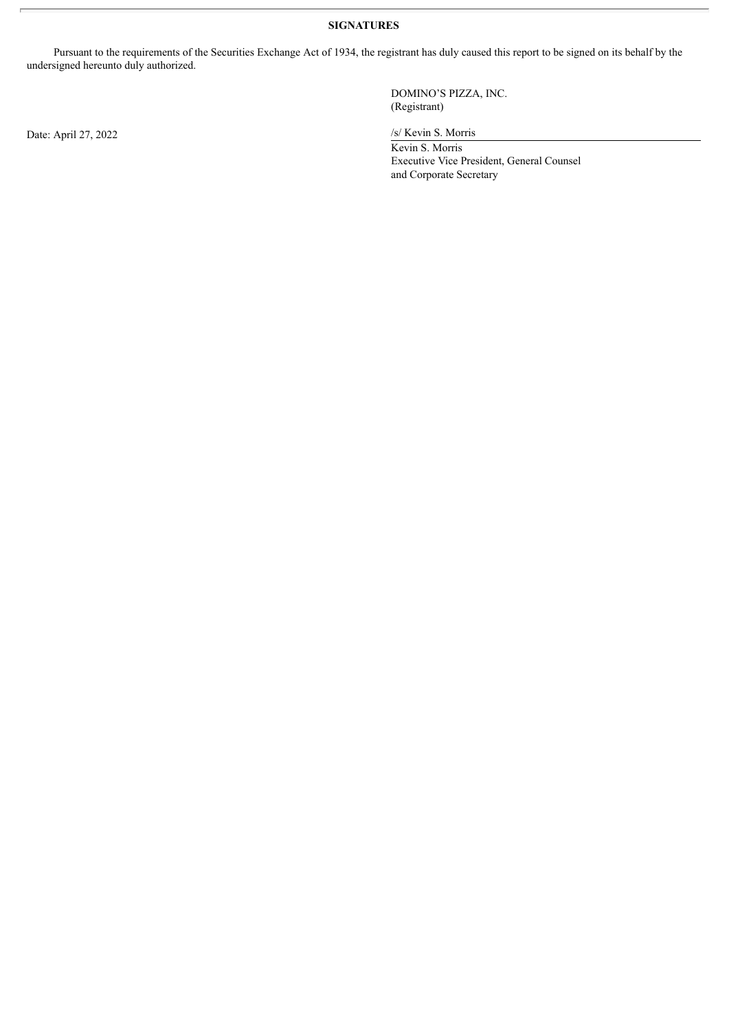**SIGNATURES**

Pursuant to the requirements of the Securities Exchange Act of 1934, the registrant has duly caused this report to be signed on its behalf by the undersigned hereunto duly authorized.

DOMINO'S PIZZA, INC.
(Registrant)

Date: April 27, 2022

/s/ Kevin S. Morris

Kevin S. Morris
Executive Vice President, General Counsel and Corporate Secretary